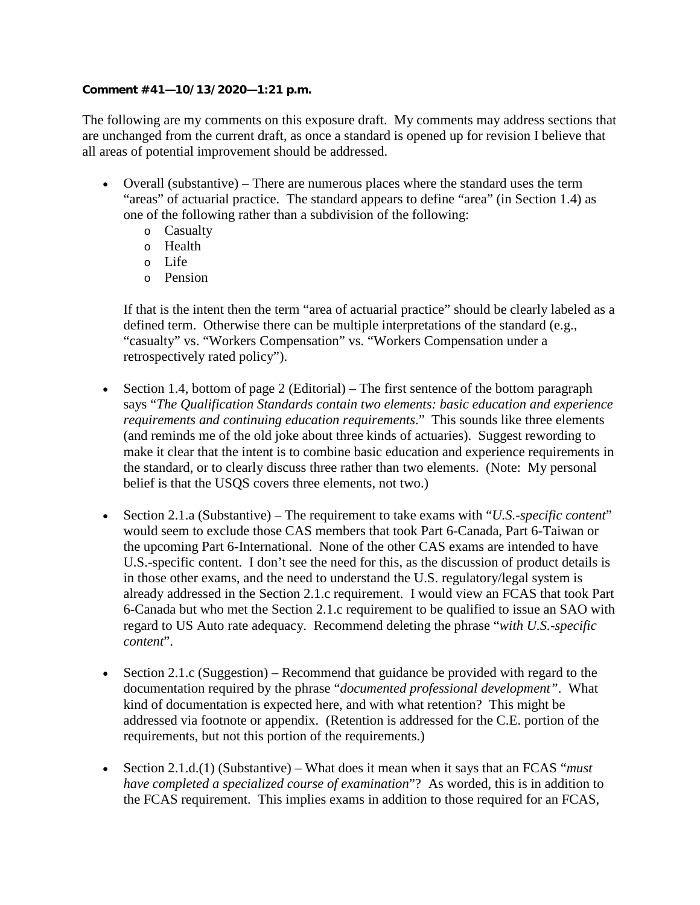**Comment #41—10/13/2020—1:21 p.m.**

The following are my comments on this exposure draft. My comments may address sections that are unchanged from the current draft, as once a standard is opened up for revision I believe that all areas of potential improvement should be addressed.

- Overall (substantive) – There are numerous places where the standard uses the term "areas" of actuarial practice. The standard appears to define "area" (in Section 1.4) as one of the following rather than a subdivision of the following:
  - Casualty
  - Health
  - Life
  - Pension

  If that is the intent then the term "area of actuarial practice" should be clearly labeled as a defined term. Otherwise there can be multiple interpretations of the standard (e.g., "casualty" vs. "Workers Compensation" vs. "Workers Compensation under a retrospectively rated policy").

- Section 1.4, bottom of page 2 (Editorial) – The first sentence of the bottom paragraph says "*The Qualification Standards contain two elements: basic education and experience requirements and continuing education requirements*." This sounds like three elements (and reminds me of the old joke about three kinds of actuaries). Suggest rewording to make it clear that the intent is to combine basic education and experience requirements in the standard, or to clearly discuss three rather than two elements. (Note: My personal belief is that the USQS covers three elements, not two.)

- Section 2.1.a (Substantive) – The requirement to take exams with "*U.S.-specific content*" would seem to exclude those CAS members that took Part 6-Canada, Part 6-Taiwan or the upcoming Part 6-International. None of the other CAS exams are intended to have U.S.-specific content. I don't see the need for this, as the discussion of product details is in those other exams, and the need to understand the U.S. regulatory/legal system is already addressed in the Section 2.1.c requirement. I would view an FCAS that took Part 6-Canada but who met the Section 2.1.c requirement to be qualified to issue an SAO with regard to US Auto rate adequacy. Recommend deleting the phrase "*with U.S.-specific content*".

- Section 2.1.c (Suggestion) – Recommend that guidance be provided with regard to the documentation required by the phrase "*documented professional development*". What kind of documentation is expected here, and with what retention? This might be addressed via footnote or appendix. (Retention is addressed for the C.E. portion of the requirements, but not this portion of the requirements.)

- Section 2.1.d.(1) (Substantive) – What does it mean when it says that an FCAS "*must have completed a specialized course of examination*"? As worded, this is in addition to the FCAS requirement. This implies exams in addition to those required for an FCAS,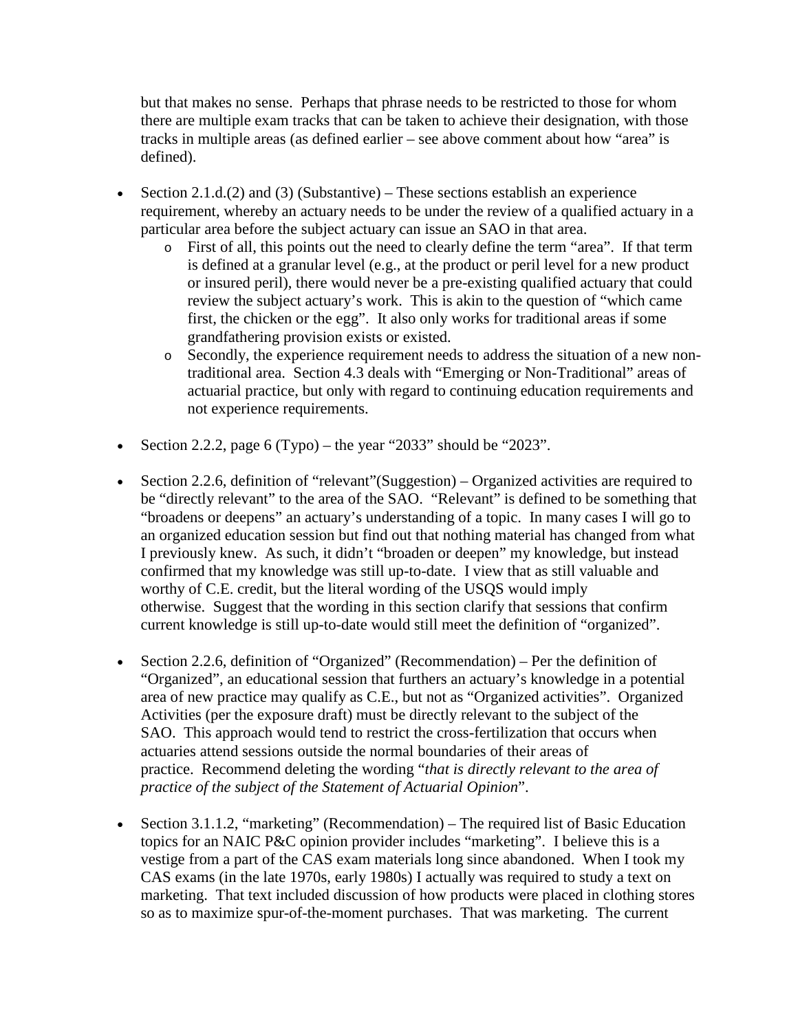but that makes no sense. Perhaps that phrase needs to be restricted to those for whom there are multiple exam tracks that can be taken to achieve their designation, with those tracks in multiple areas (as defined earlier – see above comment about how "area" is defined).

- Section 2.1.d.(2) and (3) (Substantive) – These sections establish an experience requirement, whereby an actuary needs to be under the review of a qualified actuary in a particular area before the subject actuary can issue an SAO in that area.
    - First of all, this points out the need to clearly define the term "area". If that term is defined at a granular level (e.g., at the product or peril level for a new product or insured peril), there would never be a pre-existing qualified actuary that could review the subject actuary's work. This is akin to the question of "which came first, the chicken or the egg". It also only works for traditional areas if some grandfathering provision exists or existed.
    - Secondly, the experience requirement needs to address the situation of a new non-traditional area. Section 4.3 deals with "Emerging or Non-Traditional" areas of actuarial practice, but only with regard to continuing education requirements and not experience requirements.

- Section 2.2.2, page 6 (Typo) – the year "2033" should be "2023".

- Section 2.2.6, definition of "relevant"(Suggestion) – Organized activities are required to be "directly relevant" to the area of the SAO. "Relevant" is defined to be something that "broadens or deepens" an actuary's understanding of a topic. In many cases I will go to an organized education session but find out that nothing material has changed from what I previously knew. As such, it didn't "broaden or deepen" my knowledge, but instead confirmed that my knowledge was still up-to-date. I view that as still valuable and worthy of C.E. credit, but the literal wording of the USQS would imply otherwise. Suggest that the wording in this section clarify that sessions that confirm current knowledge is still up-to-date would still meet the definition of "organized".

- Section 2.2.6, definition of "Organized" (Recommendation) – Per the definition of "Organized", an educational session that furthers an actuary's knowledge in a potential area of new practice may qualify as C.E., but not as "Organized activities". Organized Activities (per the exposure draft) must be directly relevant to the subject of the SAO. This approach would tend to restrict the cross-fertilization that occurs when actuaries attend sessions outside the normal boundaries of their areas of practice. Recommend deleting the wording "*that is directly relevant to the area of practice of the subject of the Statement of Actuarial Opinion*".

- Section 3.1.1.2, "marketing" (Recommendation) – The required list of Basic Education topics for an NAIC P&C opinion provider includes "marketing". I believe this is a vestige from a part of the CAS exam materials long since abandoned. When I took my CAS exams (in the late 1970s, early 1980s) I actually was required to study a text on marketing. That text included discussion of how products were placed in clothing stores so as to maximize spur-of-the-moment purchases. That was marketing. The current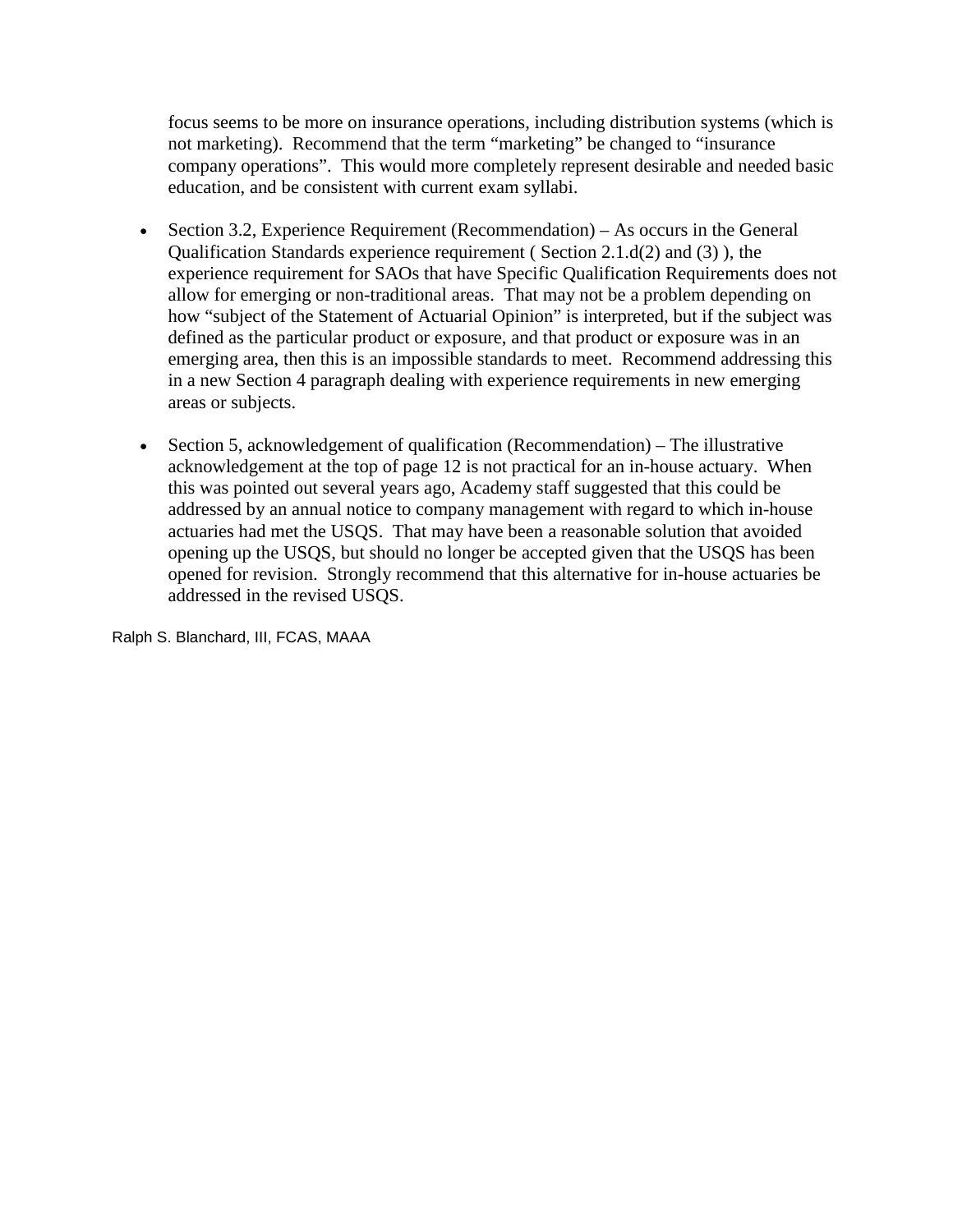focus seems to be more on insurance operations, including distribution systems (which is not marketing). Recommend that the term "marketing" be changed to "insurance company operations". This would more completely represent desirable and needed basic education, and be consistent with current exam syllabi.

- Section 3.2, Experience Requirement (Recommendation) – As occurs in the General Qualification Standards experience requirement ( Section 2.1.d(2) and (3) ), the experience requirement for SAOs that have Specific Qualification Requirements does not allow for emerging or non-traditional areas. That may not be a problem depending on how "subject of the Statement of Actuarial Opinion" is interpreted, but if the subject was defined as the particular product or exposure, and that product or exposure was in an emerging area, then this is an impossible standards to meet. Recommend addressing this in a new Section 4 paragraph dealing with experience requirements in new emerging areas or subjects.

- Section 5, acknowledgement of qualification (Recommendation) – The illustrative acknowledgement at the top of page 12 is not practical for an in-house actuary. When this was pointed out several years ago, Academy staff suggested that this could be addressed by an annual notice to company management with regard to which in-house actuaries had met the USQS. That may have been a reasonable solution that avoided opening up the USQS, but should no longer be accepted given that the USQS has been opened for revision. Strongly recommend that this alternative for in-house actuaries be addressed in the revised USQS.

Ralph S. Blanchard, III, FCAS, MAAA